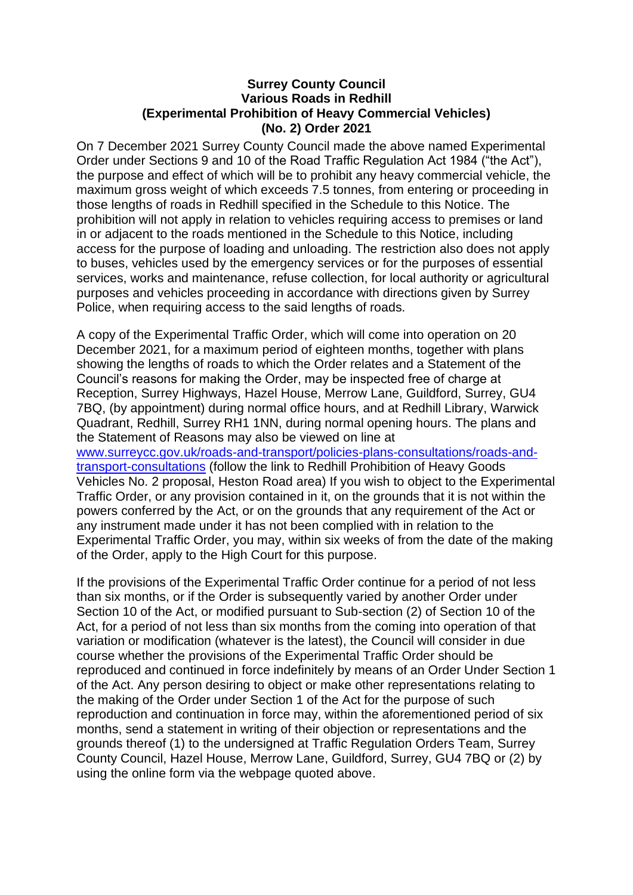**Surrey County Council**
**Various Roads in Redhill**
**(Experimental Prohibition of Heavy Commercial Vehicles)**
**(No. 2) Order 2021**

On 7 December 2021 Surrey County Council made the above named Experimental Order under Sections 9 and 10 of the Road Traffic Regulation Act 1984 ("the Act"), the purpose and effect of which will be to prohibit any heavy commercial vehicle, the maximum gross weight of which exceeds 7.5 tonnes, from entering or proceeding in those lengths of roads in Redhill specified in the Schedule to this Notice. The prohibition will not apply in relation to vehicles requiring access to premises or land in or adjacent to the roads mentioned in the Schedule to this Notice, including access for the purpose of loading and unloading. The restriction also does not apply to buses, vehicles used by the emergency services or for the purposes of essential services, works and maintenance, refuse collection, for local authority or agricultural purposes and vehicles proceeding in accordance with directions given by Surrey Police, when requiring access to the said lengths of roads.

A copy of the Experimental Traffic Order, which will come into operation on 20 December 2021, for a maximum period of eighteen months, together with plans showing the lengths of roads to which the Order relates and a Statement of the Council's reasons for making the Order, may be inspected free of charge at Reception, Surrey Highways, Hazel House, Merrow Lane, Guildford, Surrey, GU4 7BQ, (by appointment) during normal office hours, and at Redhill Library, Warwick Quadrant, Redhill, Surrey RH1 1NN, during normal opening hours. The plans and the Statement of Reasons may also be viewed on line at [www.surreycc.gov.uk/roads-and-transport/policies-plans-consultations/roads-and-transport-consultations](http://www.surreycc.gov.uk/roads-and-transport/policies-plans-consultations/roads-and-transport-consultations) (follow the link to Redhill Prohibition of Heavy Goods Vehicles No. 2 proposal, Heston Road area) If you wish to object to the Experimental Traffic Order, or any provision contained in it, on the grounds that it is not within the powers conferred by the Act, or on the grounds that any requirement of the Act or any instrument made under it has not been complied with in relation to the Experimental Traffic Order, you may, within six weeks of from the date of the making of the Order, apply to the High Court for this purpose.

If the provisions of the Experimental Traffic Order continue for a period of not less than six months, or if the Order is subsequently varied by another Order under Section 10 of the Act, or modified pursuant to Sub-section (2) of Section 10 of the Act, for a period of not less than six months from the coming into operation of that variation or modification (whatever is the latest), the Council will consider in due course whether the provisions of the Experimental Traffic Order should be reproduced and continued in force indefinitely by means of an Order Under Section 1 of the Act. Any person desiring to object or make other representations relating to the making of the Order under Section 1 of the Act for the purpose of such reproduction and continuation in force may, within the aforementioned period of six months, send a statement in writing of their objection or representations and the grounds thereof (1) to the undersigned at Traffic Regulation Orders Team, Surrey County Council, Hazel House, Merrow Lane, Guildford, Surrey, GU4 7BQ or (2) by using the online form via the webpage quoted above.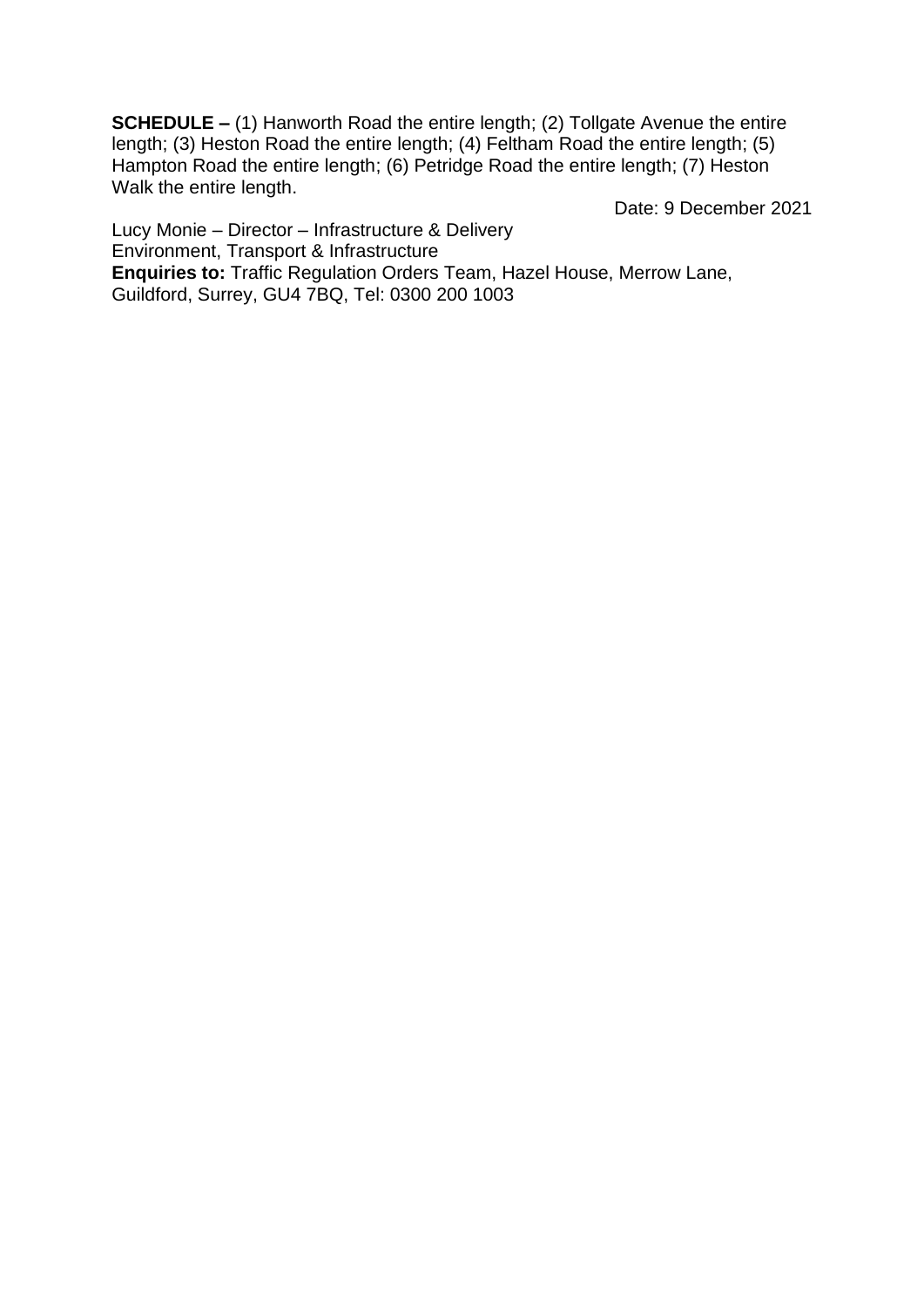**SCHEDULE –** (1) Hanworth Road the entire length; (2) Tollgate Avenue the entire length; (3) Heston Road the entire length; (4) Feltham Road the entire length; (5) Hampton Road the entire length; (6) Petridge Road the entire length; (7) Heston Walk the entire length.

Date: 9 December 2021

Lucy Monie – Director – Infrastructure & Delivery
Environment, Transport & Infrastructure
**Enquiries to:** Traffic Regulation Orders Team, Hazel House, Merrow Lane, Guildford, Surrey, GU4 7BQ, Tel: 0300 200 1003